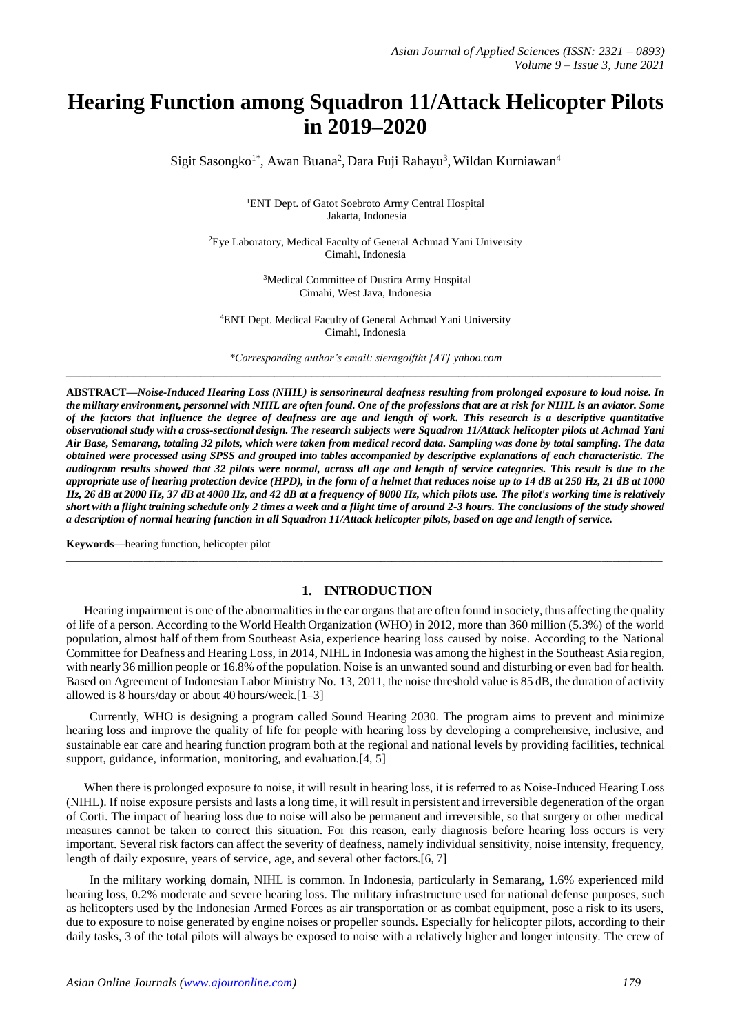# Hearing Function among Squadron 11/Attack Helicopter Pilots in 2019–2020

Sigit Sasongko[1*], Awan Buana[2], Dara Fuji Rahayu[3], Wildan Kurniawan[4]

[1]ENT Dept. of Gatot Soebroto Army Central Hospital
Jakarta, Indonesia

[2]Eye Laboratory, Medical Faculty of General Achmad Yani University
Cimahi, Indonesia

[3]Medical Committee of Dustira Army Hospital
Cimahi, West Java, Indonesia

[4]ENT Dept. Medical Faculty of General Achmad Yani University
Cimahi, Indonesia

*\*Corresponding author's email: sieragoiftht [AT] yahoo.com*

---

**ABSTRACT—*Noise-Induced Hearing Loss (NIHL) is sensorineural deafness resulting from prolonged exposure to loud noise. In the military environment, personnel with NIHL are often found. One of the professions that are at risk for NIHL is an aviator. Some of the factors that influence the degree of deafness are age and length of work. This research is a descriptive quantitative observational study with a cross-sectional design. The research subjects were Squadron 11/Attack helicopter pilots at Achmad Yani Air Base, Semarang, totaling 32 pilots, which were taken from medical record data. Sampling was done by total sampling. The data obtained were processed using SPSS and grouped into tables accompanied by descriptive explanations of each characteristic. The audiogram results showed that 32 pilots were normal, across all age and length of service categories. This result is due to the appropriate use of hearing protection device (HPD), in the form of a helmet that reduces noise up to 14 dB at 250 Hz, 21 dB at 1000 Hz, 26 dB at 2000 Hz, 37 dB at 4000 Hz, and 42 dB at a frequency of 8000 Hz, which pilots use. The pilot's working time is relatively short with a flight training schedule only 2 times a week and a flight time of around 2-3 hours. The conclusions of the study showed a description of normal hearing function in all Squadron 11/Attack helicopter pilots, based on age and length of service.***

**Keywords—**hearing function, helicopter pilot

---

## 1. INTRODUCTION

Hearing impairment is one of the abnormalities in the ear organs that are often found in society, thus affecting the quality of life of a person. According to the World Health Organization (WHO) in 2012, more than 360 million (5.3%) of the world population, almost half of them from Southeast Asia, experience hearing loss caused by noise. According to the National Committee for Deafness and Hearing Loss, in 2014, NIHL in Indonesia was among the highest in the Southeast Asia region, with nearly 36 million people or 16.8% of the population. Noise is an unwanted sound and disturbing or even bad for health. Based on Agreement of Indonesian Labor Ministry No. 13, 2011, the noise threshold value is 85 dB, the duration of activity allowed is 8 hours/day or about 40 hours/week.[1–3]

Currently, WHO is designing a program called Sound Hearing 2030. The program aims to prevent and minimize hearing loss and improve the quality of life for people with hearing loss by developing a comprehensive, inclusive, and sustainable ear care and hearing function program both at the regional and national levels by providing facilities, technical support, guidance, information, monitoring, and evaluation.[4, 5]

When there is prolonged exposure to noise, it will result in hearing loss, it is referred to as Noise-Induced Hearing Loss (NIHL). If noise exposure persists and lasts a long time, it will result in persistent and irreversible degeneration of the organ of Corti. The impact of hearing loss due to noise will also be permanent and irreversible, so that surgery or other medical measures cannot be taken to correct this situation. For this reason, early diagnosis before hearing loss occurs is very important. Several risk factors can affect the severity of deafness, namely individual sensitivity, noise intensity, frequency, length of daily exposure, years of service, age, and several other factors.[6, 7]

In the military working domain, NIHL is common. In Indonesia, particularly in Semarang, 1.6% experienced mild hearing loss, 0.2% moderate and severe hearing loss. The military infrastructure used for national defense purposes, such as helicopters used by the Indonesian Armed Forces as air transportation or as combat equipment, pose a risk to its users, due to exposure to noise generated by engine noises or propeller sounds. Especially for helicopter pilots, according to their daily tasks, 3 of the total pilots will always be exposed to noise with a relatively higher and longer intensity. The crew of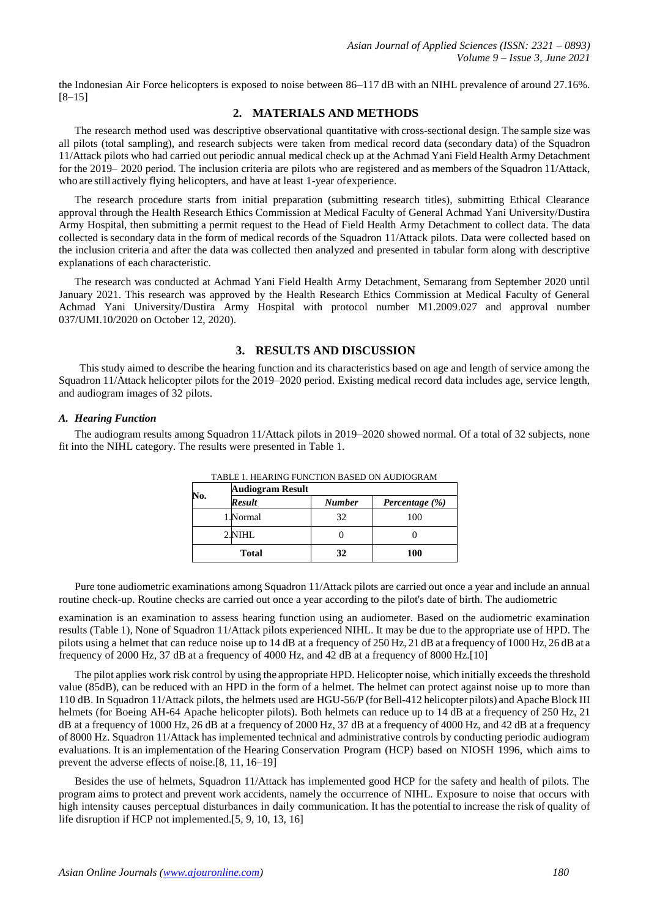the Indonesian Air Force helicopters is exposed to noise between 86–117 dB with an NIHL prevalence of around 27.16%. [8–15]

## 2. MATERIALS AND METHODS

The research method used was descriptive observational quantitative with cross-sectional design. The sample size was all pilots (total sampling), and research subjects were taken from medical record data (secondary data) of the Squadron 11/Attack pilots who had carried out periodic annual medical check up at the Achmad Yani Field Health Army Detachment for the 2019– 2020 period. The inclusion criteria are pilots who are registered and as members of the Squadron 11/Attack, who are still actively flying helicopters, and have at least 1-year of experience.

The research procedure starts from initial preparation (submitting research titles), submitting Ethical Clearance approval through the Health Research Ethics Commission at Medical Faculty of General Achmad Yani University/Dustira Army Hospital, then submitting a permit request to the Head of Field Health Army Detachment to collect data. The data collected is secondary data in the form of medical records of the Squadron 11/Attack pilots. Data were collected based on the inclusion criteria and after the data was collected then analyzed and presented in tabular form along with descriptive explanations of each characteristic.

The research was conducted at Achmad Yani Field Health Army Detachment, Semarang from September 2020 until January 2021. This research was approved by the Health Research Ethics Commission at Medical Faculty of General Achmad Yani University/Dustira Army Hospital with protocol number M1.2009.027 and approval number 037/UMI.10/2020 on October 12, 2020).

## 3. RESULTS AND DISCUSSION

This study aimed to describe the hearing function and its characteristics based on age and length of service among the Squadron 11/Attack helicopter pilots for the 2019–2020 period. Existing medical record data includes age, service length, and audiogram images of 32 pilots.

### *A. Hearing Function*

The audiogram results among Squadron 11/Attack pilots in 2019–2020 showed normal. Of a total of 32 subjects, none fit into the NIHL category. The results were presented in Table 1.

TABLE 1. HEARING FUNCTION BASED ON AUDIOGRAM

| No. | Audiogram Result | | |
|---|---|---|---|
| | *Result* | *Number* | *Percentage (%)* |
| 1. | Normal | 32 | 100 |
| 2. | NIHL | 0 | 0 |
| **Total** | | **32** | **100** |

Pure tone audiometric examinations among Squadron 11/Attack pilots are carried out once a year and include an annual routine check-up. Routine checks are carried out once a year according to the pilot's date of birth. The audiometric examination is an examination to assess hearing function using an audiometer. Based on the audiometric examination results (Table 1), None of Squadron 11/Attack pilots experienced NIHL. It may be due to the appropriate use of HPD. The pilots using a helmet that can reduce noise up to 14 dB at a frequency of 250 Hz, 21 dB at a frequency of 1000 Hz, 26 dB at a frequency of 2000 Hz, 37 dB at a frequency of 4000 Hz, and 42 dB at a frequency of 8000 Hz.[10]

The pilot applies work risk control by using the appropriate HPD. Helicopter noise, which initially exceeds the threshold value (85dB), can be reduced with an HPD in the form of a helmet. The helmet can protect against noise up to more than 110 dB. In Squadron 11/Attack pilots, the helmets used are HGU-56/P (for Bell-412 helicopter pilots) and Apache Block III helmets (for Boeing AH-64 Apache helicopter pilots). Both helmets can reduce up to 14 dB at a frequency of 250 Hz, 21 dB at a frequency of 1000 Hz, 26 dB at a frequency of 2000 Hz, 37 dB at a frequency of 4000 Hz, and 42 dB at a frequency of 8000 Hz. Squadron 11/Attack has implemented technical and administrative controls by conducting periodic audiogram evaluations. It is an implementation of the Hearing Conservation Program (HCP) based on NIOSH 1996, which aims to prevent the adverse effects of noise.[8, 11, 16–19]

Besides the use of helmets, Squadron 11/Attack has implemented good HCP for the safety and health of pilots. The program aims to protect and prevent work accidents, namely the occurrence of NIHL. Exposure to noise that occurs with high intensity causes perceptual disturbances in daily communication. It has the potential to increase the risk of quality of life disruption if HCP not implemented.[5, 9, 10, 13, 16]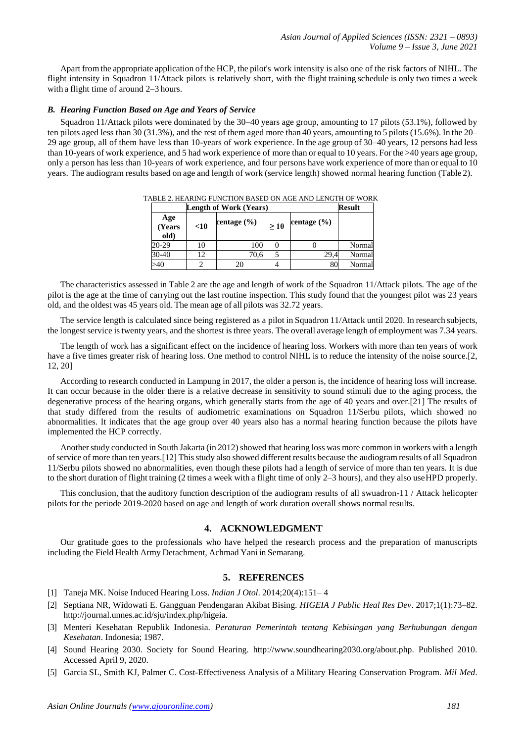Apart from the appropriate application of the HCP, the pilot's work intensity is also one of the risk factors of NIHL. The flight intensity in Squadron 11/Attack pilots is relatively short, with the flight training schedule is only two times a week with a flight time of around 2–3 hours.

### *B. Hearing Function Based on Age and Years of Service*

Squadron 11/Attack pilots were dominated by the 30–40 years age group, amounting to 17 pilots (53.1%), followed by ten pilots aged less than 30 (31.3%), and the rest of them aged more than 40 years, amounting to 5 pilots (15.6%). In the 20–29 age group, all of them have less than 10-years of work experience. In the age group of 30–40 years, 12 persons had less than 10-years of work experience, and 5 had work experience of more than or equal to 10 years. For the >40 years age group, only a person has less than 10-years of work experience, and four persons have work experience of more than or equal to 10 years. The audiogram results based on age and length of work (service length) showed normal hearing function (Table 2).

TABLE 2. HEARING FUNCTION BASED ON AGE AND LENGTH OF WORK

| | Length of Work (Years) | | | | Result |
|---|---|---|---|---|---|
| Age (Years old) | <10 | centage (%) | ≥ 10 | centage (%) | |
| 20-29 | 10 | 100 | 0 | 0 | Normal |
| 30-40 | 12 | 70,6 | 5 | 29,4 | Normal |
| >40 | 2 | 20 | 4 | 80 | Normal |

The characteristics assessed in Table 2 are the age and length of work of the Squadron 11/Attack pilots. The age of the pilot is the age at the time of carrying out the last routine inspection. This study found that the youngest pilot was 23 years old, and the oldest was 45 years old. The mean age of all pilots was 32.72 years.

The service length is calculated since being registered as a pilot in Squadron 11/Attack until 2020. In research subjects, the longest service is twenty years, and the shortest is three years. The overall average length of employment was 7.34 years.

The length of work has a significant effect on the incidence of hearing loss. Workers with more than ten years of work have a five times greater risk of hearing loss. One method to control NIHL is to reduce the intensity of the noise source.[2, 12, 20]

According to research conducted in Lampung in 2017, the older a person is, the incidence of hearing loss will increase. It can occur because in the older there is a relative decrease in sensitivity to sound stimuli due to the aging process, the degenerative process of the hearing organs, which generally starts from the age of 40 years and over.[21] The results of that study differed from the results of audiometric examinations on Squadron 11/Serbu pilots, which showed no abnormalities. It indicates that the age group over 40 years also has a normal hearing function because the pilots have implemented the HCP correctly.

Another study conducted in South Jakarta (in 2012) showed that hearing loss was more common in workers with a length of service of more than ten years.[12] This study also showed different results because the audiogram results of all Squadron 11/Serbu pilots showed no abnormalities, even though these pilots had a length of service of more than ten years. It is due to the short duration of flight training (2 times a week with a flight time of only 2–3 hours), and they also use HPD properly.

This conclusion, that the auditory function description of the audiogram results of all swuadron-11 / Attack helicopter pilots for the periode 2019-2020 based on age and length of work duration overall shows normal results.

## 4. ACKNOWLEDGMENT

Our gratitude goes to the professionals who have helped the research process and the preparation of manuscripts including the Field Health Army Detachment, Achmad Yani in Semarang.

## 5. REFERENCES

[1] Taneja MK. Noise Induced Hearing Loss. *Indian J Otol*. 2014;20(4):151– 4

[2] Septiana NR, Widowati E. Gangguan Pendengaran Akibat Bising. *HIGEIA J Public Heal Res Dev*. 2017;1(1):73–82. http://journal.unnes.ac.id/sju/index.php/higeia.

[3] Menteri Kesehatan Republik Indonesia. *Peraturan Pemerintah tentang Kebisingan yang Berhubungan dengan Kesehatan*. Indonesia; 1987.

[4] Sound Hearing 2030. Society for Sound Hearing. http://www.soundhearing2030.org/about.php. Published 2010. Accessed April 9, 2020.

[5] Garcia SL, Smith KJ, Palmer C. Cost-Effectiveness Analysis of a Military Hearing Conservation Program. *Mil Med*.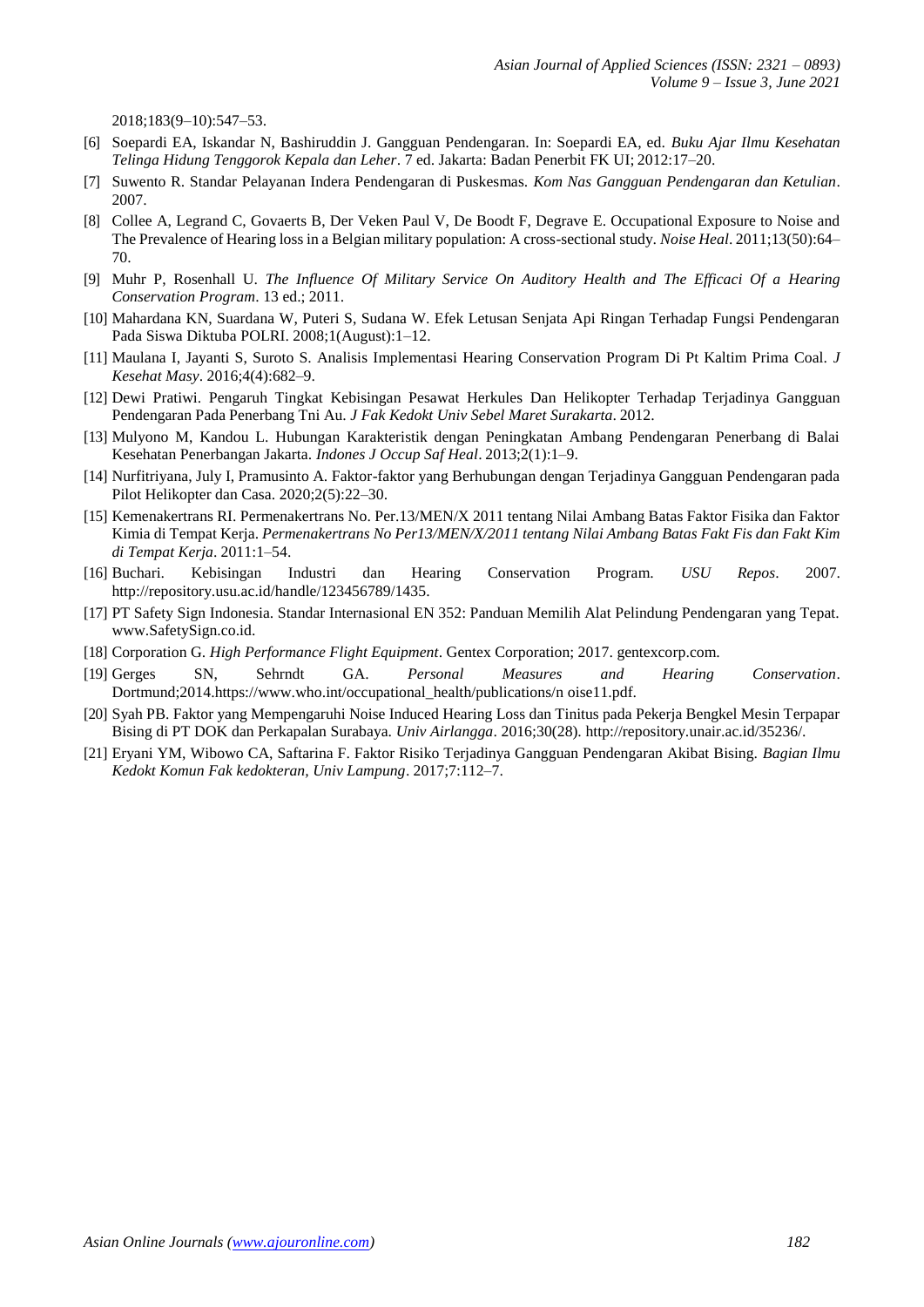2018;183(9–10):547–53.

[6] Soepardi EA, Iskandar N, Bashiruddin J. Gangguan Pendengaran. In: Soepardi EA, ed. *Buku Ajar Ilmu Kesehatan Telinga Hidung Tenggorok Kepala dan Leher*. 7 ed. Jakarta: Badan Penerbit FK UI; 2012:17–20.

[7] Suwento R. Standar Pelayanan Indera Pendengaran di Puskesmas. *Kom Nas Gangguan Pendengaran dan Ketulian*. 2007.

[8] Collee A, Legrand C, Govaerts B, Der Veken Paul V, De Boodt F, Degrave E. Occupational Exposure to Noise and The Prevalence of Hearing loss in a Belgian military population: A cross-sectional study. *Noise Heal*. 2011;13(50):64–70.

[9] Muhr P, Rosenhall U. *The Influence Of Military Service On Auditory Health and The Efficaci Of a Hearing Conservation Program*. 13 ed.; 2011.

[10] Mahardana KN, Suardana W, Puteri S, Sudana W. Efek Letusan Senjata Api Ringan Terhadap Fungsi Pendengaran Pada Siswa Diktuba POLRI. 2008;1(August):1–12.

[11] Maulana I, Jayanti S, Suroto S. Analisis Implementasi Hearing Conservation Program Di Pt Kaltim Prima Coal. *J Kesehat Masy*. 2016;4(4):682–9.

[12] Dewi Pratiwi. Pengaruh Tingkat Kebisingan Pesawat Herkules Dan Helikopter Terhadap Terjadinya Gangguan Pendengaran Pada Penerbang Tni Au. *J Fak Kedokt Univ Sebel Maret Surakarta*. 2012.

[13] Mulyono M, Kandou L. Hubungan Karakteristik dengan Peningkatan Ambang Pendengaran Penerbang di Balai Kesehatan Penerbangan Jakarta. *Indones J Occup Saf Heal*. 2013;2(1):1–9.

[14] Nurfitriyana, July I, Pramusinto A. Faktor-faktor yang Berhubungan dengan Terjadinya Gangguan Pendengaran pada Pilot Helikopter dan Casa. 2020;2(5):22–30.

[15] Kemenakertrans RI. Permenakertrans No. Per.13/MEN/X 2011 tentang Nilai Ambang Batas Faktor Fisika dan Faktor Kimia di Tempat Kerja. *Permenakertrans No Per13/MEN/X/2011 tentang Nilai Ambang Batas Fakt Fis dan Fakt Kim di Tempat Kerja*. 2011:1–54.

[16] Buchari. Kebisingan Industri dan Hearing Conservation Program. *USU Repos*. 2007. http://repository.usu.ac.id/handle/123456789/1435.

[17] PT Safety Sign Indonesia. Standar Internasional EN 352: Panduan Memilih Alat Pelindung Pendengaran yang Tepat. www.SafetySign.co.id.

[18] Corporation G. *High Performance Flight Equipment*. Gentex Corporation; 2017. gentexcorp.com.

[19] Gerges SN, Sehrndt GA. *Personal Measures and Hearing Conservation*. Dortmund;2014.https://www.who.int/occupational_health/publications/n oise11.pdf.

[20] Syah PB. Faktor yang Mempengaruhi Noise Induced Hearing Loss dan Tinitus pada Pekerja Bengkel Mesin Terpapar Bising di PT DOK dan Perkapalan Surabaya. *Univ Airlangga*. 2016;30(28). http://repository.unair.ac.id/35236/.

[21] Eryani YM, Wibowo CA, Saftarina F. Faktor Risiko Terjadinya Gangguan Pendengaran Akibat Bising. *Bagian Ilmu Kedokt Komun Fak kedokteran, Univ Lampung*. 2017;7:112–7.